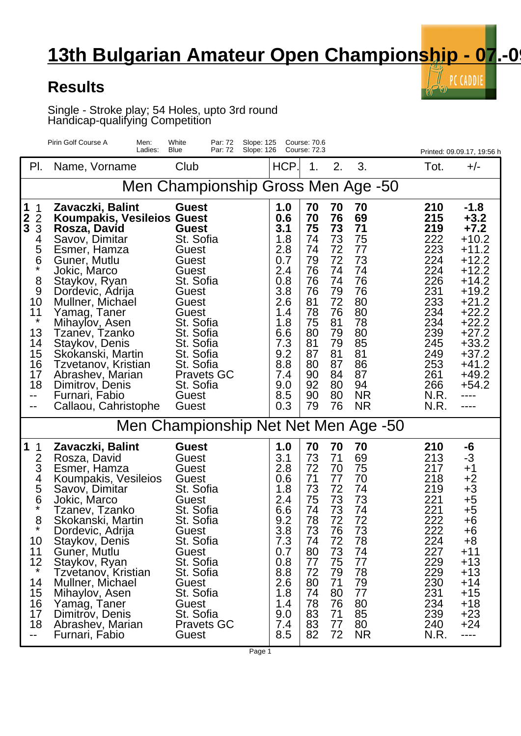# 13th Bulgarian Amateur Open Championship - 07.-0

## Results

Single - Stroke play; 54 Holes, upto 3rd round
Handicap-qualifying Competition

Pirin Golf Course A — Men: White, Par: 72, Slope: 125, Course: 70.6 — Ladies: Blue, Par: 72, Slope: 126, Course: 72.3

Printed: 09.09.17, 19:56 h

| Pl. | | Name, Vorname | Club | HCP. | 1. | 2. | 3. | Tot. | +/- |
|---|---|---|---|---|---|---|---|---|---|
| **Men Championship Gross Men Age -50** | | | | | | | | | |
| **1** | 1 | **Zavaczki, Balint** | **Guest** | **1.0** | **70** | **70** | **70** | **210** | **-1.8** |
| **2** | 2 | **Koumpakis, Vesileios** | **Guest** | **0.6** | **70** | **76** | **69** | **215** | **+3.2** |
| **3** | 3 | **Rosza, David** | **Guest** | **3.1** | **75** | **73** | **71** | **219** | **+7.2** |
| | 4 | Savov, Dimitar | St. Sofia | 1.8 | 74 | 73 | 75 | 222 | +10.2 |
| | 5 | Esmer, Hamza | Guest | 2.8 | 74 | 72 | 77 | 223 | +11.2 |
| | 6 | Guner, Mutlu | Guest | 0.7 | 79 | 72 | 73 | 224 | +12.2 |
| | * | Jokic, Marco | Guest | 2.4 | 76 | 74 | 74 | 224 | +12.2 |
| | 8 | Staykov, Ryan | St. Sofia | 0.8 | 76 | 74 | 76 | 226 | +14.2 |
| | 9 | Dordevic, Adrija | Guest | 3.8 | 76 | 79 | 76 | 231 | +19.2 |
| | 10 | Mullner, Michael | Guest | 2.6 | 81 | 72 | 80 | 233 | +21.2 |
| | 11 | Yamag, Taner | Guest | 1.4 | 78 | 76 | 80 | 234 | +22.2 |
| | * | Mihaylov, Asen | St. Sofia | 1.8 | 75 | 81 | 78 | 234 | +22.2 |
| | 13 | Tzanev, Tzanko | St. Sofia | 6.6 | 80 | 79 | 80 | 239 | +27.2 |
| | 14 | Staykov, Denis | St. Sofia | 7.3 | 81 | 79 | 85 | 245 | +33.2 |
| | 15 | Skokanski, Martin | St. Sofia | 9.2 | 87 | 81 | 81 | 249 | +37.2 |
| | 16 | Tzvetanov, Kristian | St. Sofia | 8.8 | 80 | 87 | 86 | 253 | +41.2 |
| | 17 | Abrashev, Marian | Pravets GC | 7.4 | 90 | 84 | 87 | 261 | +49.2 |
| | 18 | Dimitrov, Denis | St. Sofia | 9.0 | 92 | 80 | 94 | 266 | +54.2 |
| | -- | Furnari, Fabio | Guest | 8.5 | 90 | 80 | NR | N.R. | ---- |
| | -- | Callaou, Cahristophe | Guest | 0.3 | 79 | 76 | NR | N.R. | ---- |
| **Men Championship Net Net Men Age -50** | | | | | | | | | |
| **1** | 1 | **Zavaczki, Balint** | **Guest** | **1.0** | **70** | **70** | **70** | **210** | **-6** |
| | 2 | Rosza, David | Guest | 3.1 | 73 | 71 | 69 | 213 | -3 |
| | 3 | Esmer, Hamza | Guest | 2.8 | 72 | 70 | 75 | 217 | +1 |
| | 4 | Koumpakis, Vesileios | Guest | 0.6 | 71 | 77 | 70 | 218 | +2 |
| | 5 | Savov, Dimitar | St. Sofia | 1.8 | 73 | 72 | 74 | 219 | +3 |
| | 6 | Jokic, Marco | Guest | 2.4 | 75 | 73 | 73 | 221 | +5 |
| | * | Tzanev, Tzanko | St. Sofia | 6.6 | 74 | 73 | 74 | 221 | +5 |
| | 8 | Skokanski, Martin | St. Sofia | 9.2 | 78 | 72 | 72 | 222 | +6 |
| | * | Dordevic, Adrija | Guest | 3.8 | 73 | 76 | 73 | 222 | +6 |
| | 10 | Staykov, Denis | St. Sofia | 7.3 | 74 | 72 | 78 | 224 | +8 |
| | 11 | Guner, Mutlu | Guest | 0.7 | 80 | 73 | 74 | 227 | +11 |
| | 12 | Staykov, Ryan | St. Sofia | 0.8 | 77 | 75 | 77 | 229 | +13 |
| | * | Tzvetanov, Kristian | St. Sofia | 8.8 | 72 | 79 | 78 | 229 | +13 |
| | 14 | Mullner, Michael | Guest | 2.6 | 80 | 71 | 79 | 230 | +14 |
| | 15 | Mihaylov, Asen | St. Sofia | 1.8 | 74 | 80 | 77 | 231 | +15 |
| | 16 | Yamag, Taner | Guest | 1.4 | 78 | 76 | 80 | 234 | +18 |
| | 17 | Dimitrov, Denis | St. Sofia | 9.0 | 83 | 71 | 85 | 239 | +23 |
| | 18 | Abrashev, Marian | Pravets GC | 7.4 | 83 | 77 | 80 | 240 | +24 |
| | -- | Furnari, Fabio | Guest | 8.5 | 82 | 72 | NR | N.R. | ---- |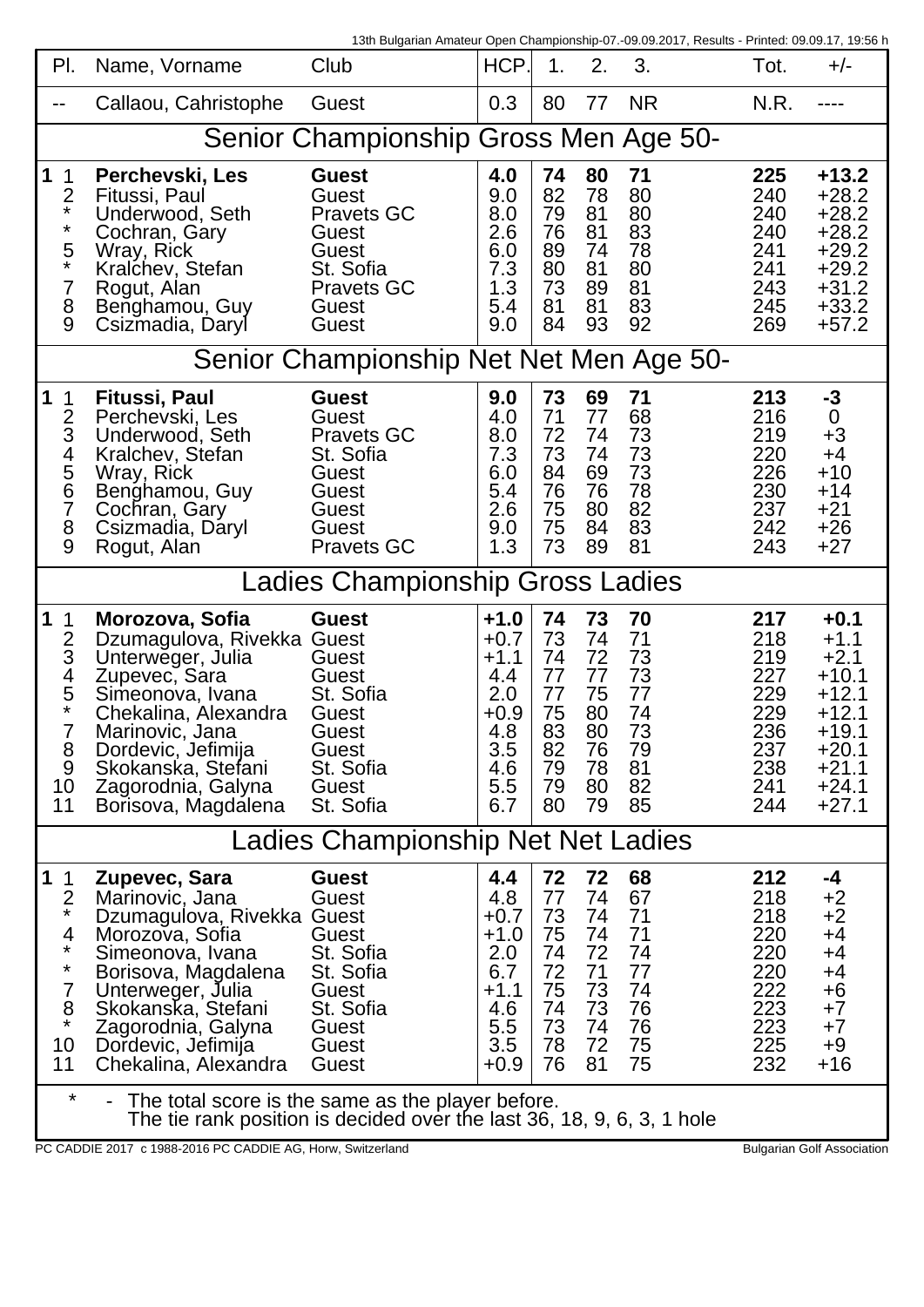| Pl. | Name, Vorname | Club | HCP. | 1. | 2. | 3. | Tot. | +/- |
|---|---|---|---|---|---|---|---|---|
| -- | Callaou, Cahristophe | Guest | 0.3 | 80 | 77 | NR | N.R. | ---- |
| **Senior Championship Gross Men Age 50-** | | | | | | | | |
| **1** 1 | **Perchevski, Les** | **Guest** | **4.0** | **74** | **80** | **71** | **225** | **+13.2** |
| 2 | Fitussi, Paul | Guest | 9.0 | 82 | 78 | 80 | 240 | +28.2 |
| * | Underwood, Seth | Pravets GC | 8.0 | 79 | 81 | 80 | 240 | +28.2 |
| * | Cochran, Gary | Guest | 2.6 | 76 | 81 | 83 | 240 | +28.2 |
| 5 | Wray, Rick | Guest | 6.0 | 89 | 74 | 78 | 241 | +29.2 |
| * | Kralchev, Stefan | St. Sofia | 7.3 | 80 | 81 | 80 | 241 | +29.2 |
| 7 | Rogut, Alan | Pravets GC | 1.3 | 73 | 89 | 81 | 243 | +31.2 |
| 8 | Benghamou, Guy | Guest | 5.4 | 81 | 81 | 83 | 245 | +33.2 |
| 9 | Csizmadia, Daryl | Guest | 9.0 | 84 | 93 | 92 | 269 | +57.2 |
| **Senior Championship Net Net Men Age 50-** | | | | | | | | |
| **1** 1 | **Fitussi, Paul** | **Guest** | **9.0** | **73** | **69** | **71** | **213** | **-3** |
| 2 | Perchevski, Les | Guest | 4.0 | 71 | 77 | 68 | 216 | 0 |
| 3 | Underwood, Seth | Pravets GC | 8.0 | 72 | 74 | 73 | 219 | +3 |
| 4 | Kralchev, Stefan | St. Sofia | 7.3 | 73 | 74 | 73 | 220 | +4 |
| 5 | Wray, Rick | Guest | 6.0 | 84 | 69 | 73 | 226 | +10 |
| 6 | Benghamou, Guy | Guest | 5.4 | 76 | 76 | 78 | 230 | +14 |
| 7 | Cochran, Gary | Guest | 2.6 | 75 | 80 | 82 | 237 | +21 |
| 8 | Csizmadia, Daryl | Guest | 9.0 | 75 | 84 | 83 | 242 | +26 |
| 9 | Rogut, Alan | Pravets GC | 1.3 | 73 | 89 | 81 | 243 | +27 |
| **Ladies Championship Gross Ladies** | | | | | | | | |
| **1** 1 | **Morozova, Sofia** | **Guest** | **+1.0** | **74** | **73** | **70** | **217** | **+0.1** |
| 2 | Dzumagulova, Rivekka | Guest | +0.7 | 73 | 74 | 71 | 218 | +1.1 |
| 3 | Unterweger, Julia | Guest | +1.1 | 74 | 72 | 73 | 219 | +2.1 |
| 4 | Zupevec, Sara | Guest | 4.4 | 77 | 77 | 73 | 227 | +10.1 |
| 5 | Simeonova, Ivana | St. Sofia | 2.0 | 77 | 75 | 77 | 229 | +12.1 |
| * | Chekalina, Alexandra | Guest | +0.9 | 75 | 80 | 74 | 229 | +12.1 |
| 7 | Marinovic, Jana | Guest | 4.8 | 83 | 80 | 73 | 236 | +19.1 |
| 8 | Dordevic, Jefimija | Guest | 3.5 | 82 | 76 | 79 | 237 | +20.1 |
| 9 | Skokanska, Stefani | St. Sofia | 4.6 | 79 | 78 | 81 | 238 | +21.1 |
| 10 | Zagorodnia, Galyna | Guest | 5.5 | 79 | 80 | 82 | 241 | +24.1 |
| 11 | Borisova, Magdalena | St. Sofia | 6.7 | 80 | 79 | 85 | 244 | +27.1 |
| **Ladies Championship Net Net Ladies** | | | | | | | | |
| **1** 1 | **Zupevec, Sara** | **Guest** | **4.4** | **72** | **72** | **68** | **212** | **-4** |
| 2 | Marinovic, Jana | Guest | 4.8 | 77 | 74 | 67 | 218 | +2 |
| * | Dzumagulova, Rivekka | Guest | +0.7 | 73 | 74 | 71 | 218 | +2 |
| 4 | Morozova, Sofia | Guest | +1.0 | 75 | 74 | 71 | 220 | +4 |
| * | Simeonova, Ivana | St. Sofia | 2.0 | 74 | 72 | 74 | 220 | +4 |
| * | Borisova, Magdalena | St. Sofia | 6.7 | 72 | 71 | 77 | 220 | +4 |
| 7 | Unterweger, Julia | Guest | +1.1 | 75 | 73 | 74 | 222 | +6 |
| 8 | Skokanska, Stefani | St. Sofia | 4.6 | 74 | 73 | 76 | 223 | +7 |
| * | Zagorodnia, Galyna | Guest | 5.5 | 73 | 74 | 76 | 223 | +7 |
| 10 | Dordevic, Jefimija | Guest | 3.5 | 78 | 72 | 75 | 225 | +9 |
| 11 | Chekalina, Alexandra | Guest | +0.9 | 76 | 81 | 75 | 232 | +16 |

\* - The total score is the same as the player before.
The tie rank position is decided over the last 36, 18, 9, 6, 3, 1 hole